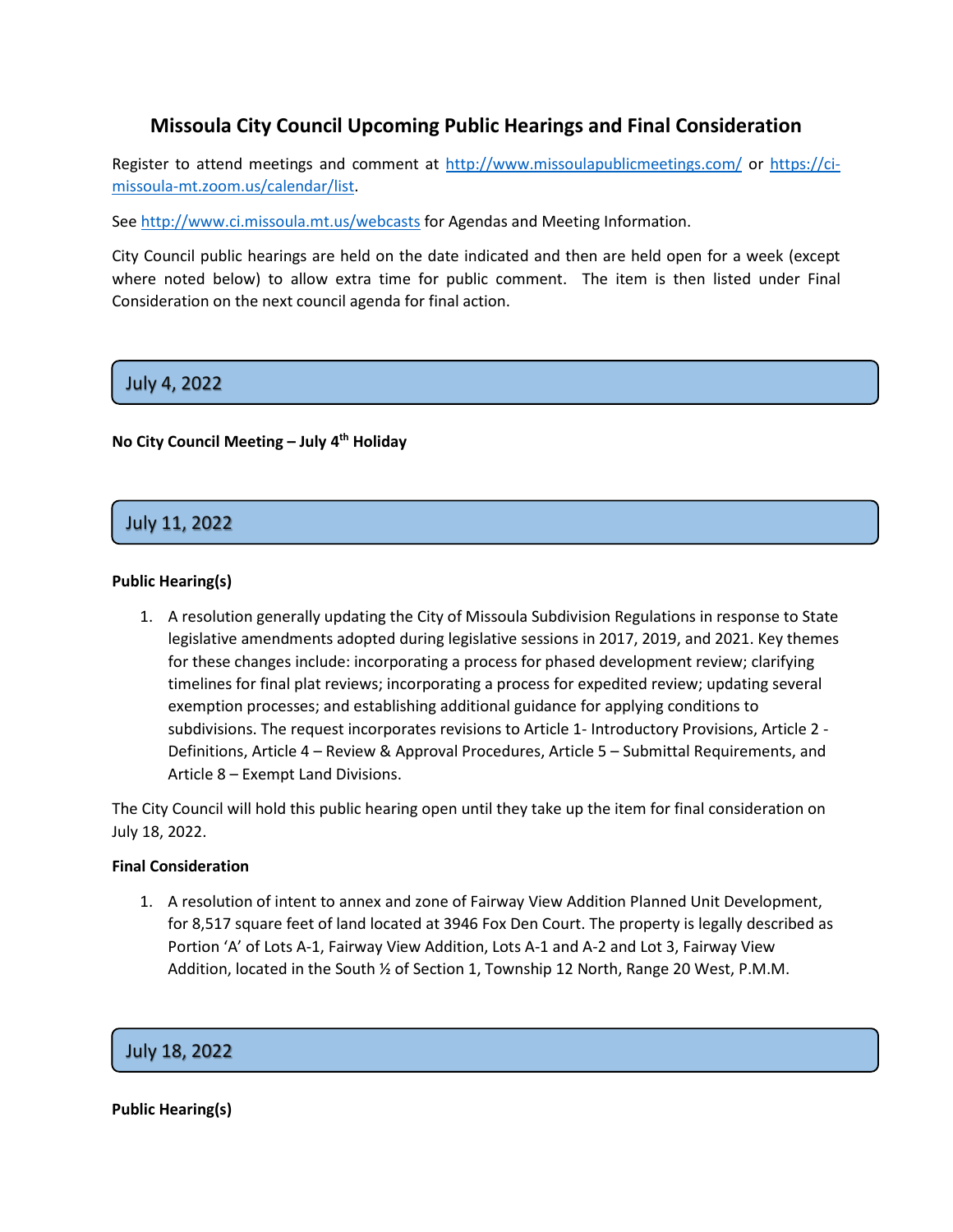# Missoula City Council Upcoming Public Hearings and Final Consideration

Register to attend meetings and comment at [http://www.missoulapublicmeetings.com/](http://www.missoulapublicmeetings.com/) or [https://ci-missoula-mt.zoom.us/calendar/list](https://ci-missoula-mt.zoom.us/calendar/list).

See [http://www.ci.missoula.mt.us/webcasts](http://www.ci.missoula.mt.us/webcasts) for Agendas and Meeting Information.

City Council public hearings are held on the date indicated and then are held open for a week (except where noted below) to allow extra time for public comment. The item is then listed under Final Consideration on the next council agenda for final action.

## July 4, 2022

**No City Council Meeting – July 4th Holiday**

## July 11, 2022

**Public Hearing(s)**

1. A resolution generally updating the City of Missoula Subdivision Regulations in response to State legislative amendments adopted during legislative sessions in 2017, 2019, and 2021. Key themes for these changes include: incorporating a process for phased development review; clarifying timelines for final plat reviews; incorporating a process for expedited review; updating several exemption processes; and establishing additional guidance for applying conditions to subdivisions. The request incorporates revisions to Article 1- Introductory Provisions, Article 2 - Definitions, Article 4 – Review & Approval Procedures, Article 5 – Submittal Requirements, and Article 8 – Exempt Land Divisions.

The City Council will hold this public hearing open until they take up the item for final consideration on July 18, 2022.

**Final Consideration**

1. A resolution of intent to annex and zone of Fairway View Addition Planned Unit Development, for 8,517 square feet of land located at 3946 Fox Den Court. The property is legally described as Portion 'A' of Lots A-1, Fairway View Addition, Lots A-1 and A-2 and Lot 3, Fairway View Addition, located in the South ½ of Section 1, Township 12 North, Range 20 West, P.M.M.

## July 18, 2022

**Public Hearing(s)**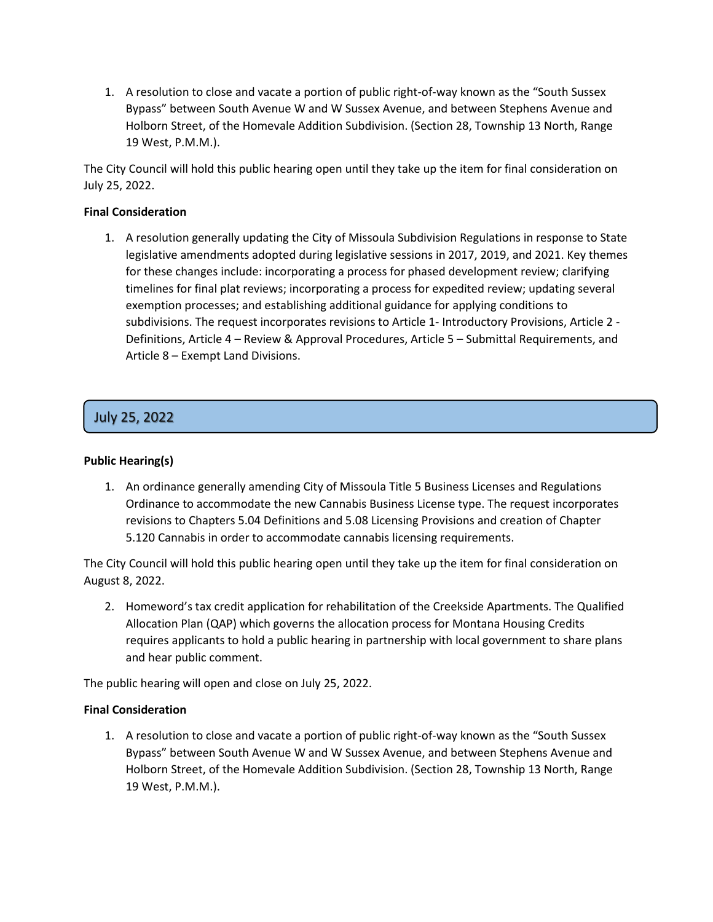1. A resolution to close and vacate a portion of public right-of-way known as the "South Sussex Bypass" between South Avenue W and W Sussex Avenue, and between Stephens Avenue and Holborn Street, of the Homevale Addition Subdivision. (Section 28, Township 13 North, Range 19 West, P.M.M.).

The City Council will hold this public hearing open until they take up the item for final consideration on July 25, 2022.

**Final Consideration**

1. A resolution generally updating the City of Missoula Subdivision Regulations in response to State legislative amendments adopted during legislative sessions in 2017, 2019, and 2021. Key themes for these changes include: incorporating a process for phased development review; clarifying timelines for final plat reviews; incorporating a process for expedited review; updating several exemption processes; and establishing additional guidance for applying conditions to subdivisions. The request incorporates revisions to Article 1- Introductory Provisions, Article 2 - Definitions, Article 4 – Review & Approval Procedures, Article 5 – Submittal Requirements, and Article 8 – Exempt Land Divisions.

## July 25, 2022

**Public Hearing(s)**

1. An ordinance generally amending City of Missoula Title 5 Business Licenses and Regulations Ordinance to accommodate the new Cannabis Business License type. The request incorporates revisions to Chapters 5.04 Definitions and 5.08 Licensing Provisions and creation of Chapter 5.120 Cannabis in order to accommodate cannabis licensing requirements.

The City Council will hold this public hearing open until they take up the item for final consideration on August 8, 2022.

2. Homeword's tax credit application for rehabilitation of the Creekside Apartments. The Qualified Allocation Plan (QAP) which governs the allocation process for Montana Housing Credits requires applicants to hold a public hearing in partnership with local government to share plans and hear public comment.

The public hearing will open and close on July 25, 2022.

**Final Consideration**

1. A resolution to close and vacate a portion of public right-of-way known as the "South Sussex Bypass" between South Avenue W and W Sussex Avenue, and between Stephens Avenue and Holborn Street, of the Homevale Addition Subdivision. (Section 28, Township 13 North, Range 19 West, P.M.M.).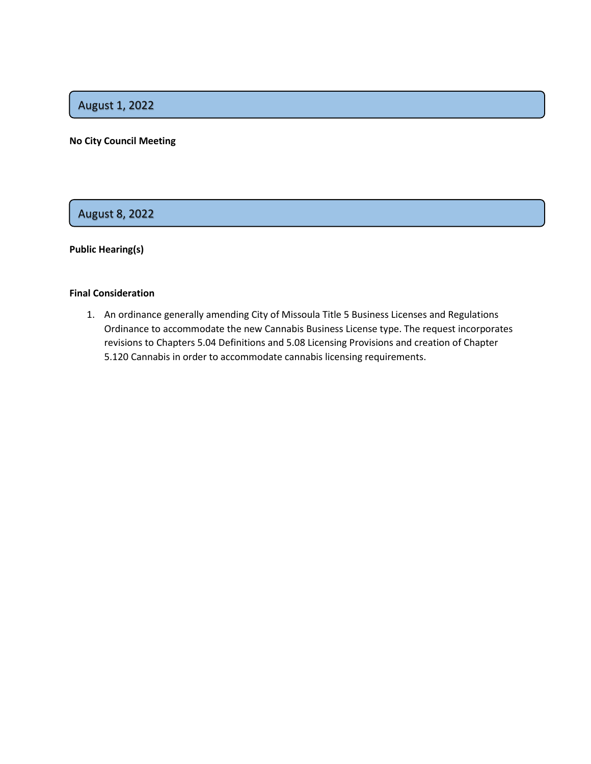## August 1, 2022

**No City Council Meeting**

## August 8, 2022

**Public Hearing(s)**

**Final Consideration**

1. An ordinance generally amending City of Missoula Title 5 Business Licenses and Regulations Ordinance to accommodate the new Cannabis Business License type. The request incorporates revisions to Chapters 5.04 Definitions and 5.08 Licensing Provisions and creation of Chapter 5.120 Cannabis in order to accommodate cannabis licensing requirements.